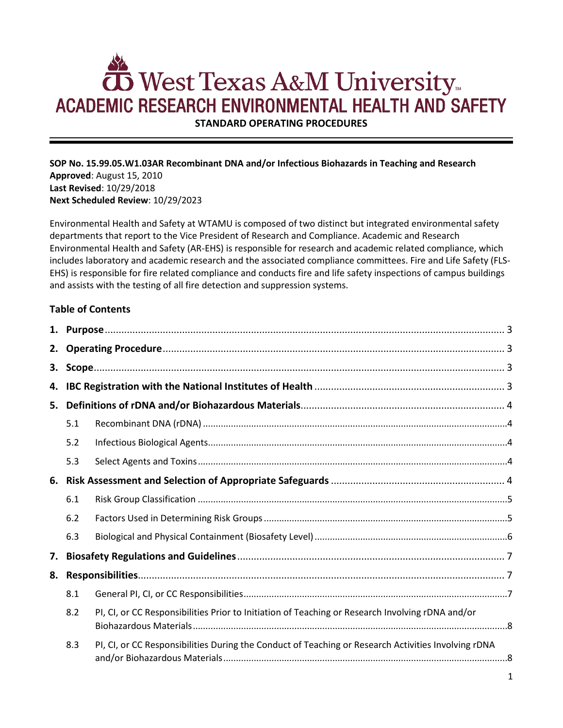# West Texas A&M University

## ACADEMIC RESEARCH ENVIRONMENTAL HEALTH AND SAFETY

**STANDARD OPERATING PROCEDURES**

---

**SOP No. 15.99.05.W1.03AR Recombinant DNA and/or Infectious Biohazards in Teaching and Research**
**Approved**: August 15, 2010
**Last Revised**: 10/29/2018
**Next Scheduled Review**: 10/29/2023

Environmental Health and Safety at WTAMU is composed of two distinct but integrated environmental safety departments that report to the Vice President of Research and Compliance. Academic and Research Environmental Health and Safety (AR-EHS) is responsible for research and academic related compliance, which includes laboratory and academic research and the associated compliance committees. Fire and Life Safety (FLS-EHS) is responsible for fire related compliance and conducts fire and life safety inspections of campus buildings and assists with the testing of all fire detection and suppression systems.

**Table of Contents**

1. **Purpose** .... 3
2. **Operating Procedure** .... 3
3. **Scope** .... 3
4. **IBC Registration with the National Institutes of Health** .... 3
5. **Definitions of rDNA and/or Biohazardous Materials** .... 4
   - 5.1 Recombinant DNA (rDNA) .... 4
   - 5.2 Infectious Biological Agents .... 4
   - 5.3 Select Agents and Toxins .... 4
6. **Risk Assessment and Selection of Appropriate Safeguards** .... 4
   - 6.1 Risk Group Classification .... 5
   - 6.2 Factors Used in Determining Risk Groups .... 5
   - 6.3 Biological and Physical Containment (Biosafety Level) .... 6
7. **Biosafety Regulations and Guidelines** .... 7
8. **Responsibilities** .... 7
   - 8.1 General PI, CI, or CC Responsibilities .... 7
   - 8.2 PI, CI, or CC Responsibilities Prior to Initiation of Teaching or Research Involving rDNA and/or Biohazardous Materials .... 8
   - 8.3 PI, CI, or CC Responsibilities During the Conduct of Teaching or Research Activities Involving rDNA and/or Biohazardous Materials .... 8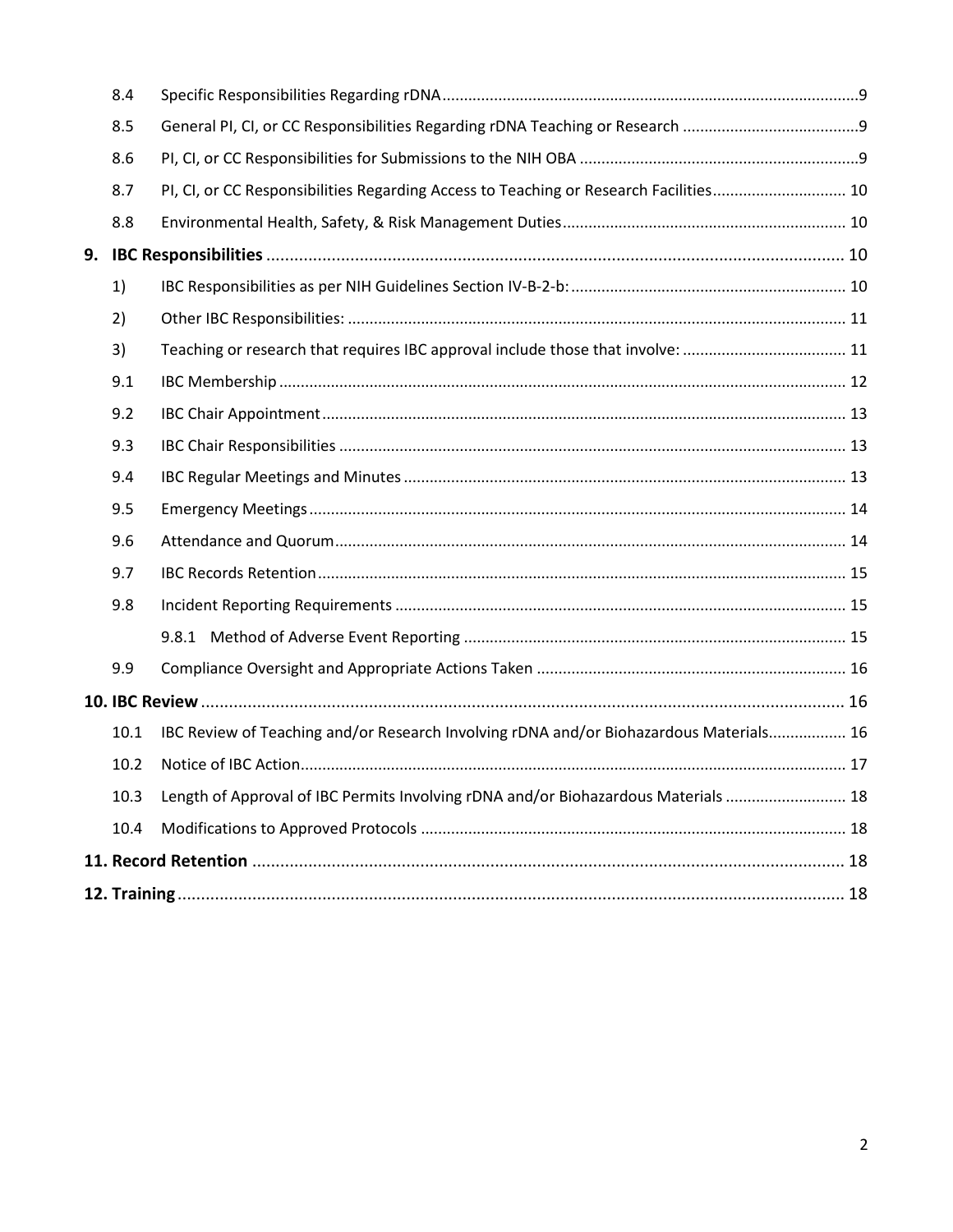| | | |
|---|---|---|
| 8.4 | Specific Responsibilities Regarding rDNA | 9 |
| 8.5 | General PI, CI, or CC Responsibilities Regarding rDNA Teaching or Research | 9 |
| 8.6 | PI, CI, or CC Responsibilities for Submissions to the NIH OBA | 9 |
| 8.7 | PI, CI, or CC Responsibilities Regarding Access to Teaching or Research Facilities | 10 |
| 8.8 | Environmental Health, Safety, & Risk Management Duties | 10 |
| **9.** | **IBC Responsibilities** | 10 |
| 1) | IBC Responsibilities as per NIH Guidelines Section IV-B-2-b: | 10 |
| 2) | Other IBC Responsibilities: | 11 |
| 3) | Teaching or research that requires IBC approval include those that involve: | 11 |
| 9.1 | IBC Membership | 12 |
| 9.2 | IBC Chair Appointment | 13 |
| 9.3 | IBC Chair Responsibilities | 13 |
| 9.4 | IBC Regular Meetings and Minutes | 13 |
| 9.5 | Emergency Meetings | 14 |
| 9.6 | Attendance and Quorum | 14 |
| 9.7 | IBC Records Retention | 15 |
| 9.8 | Incident Reporting Requirements | 15 |
| | 9.8.1 Method of Adverse Event Reporting | 15 |
| 9.9 | Compliance Oversight and Appropriate Actions Taken | 16 |
| **10.** | **IBC Review** | 16 |
| 10.1 | IBC Review of Teaching and/or Research Involving rDNA and/or Biohazardous Materials | 16 |
| 10.2 | Notice of IBC Action | 17 |
| 10.3 | Length of Approval of IBC Permits Involving rDNA and/or Biohazardous Materials | 18 |
| 10.4 | Modifications to Approved Protocols | 18 |
| **11.** | **Record Retention** | 18 |
| **12.** | **Training** | 18 |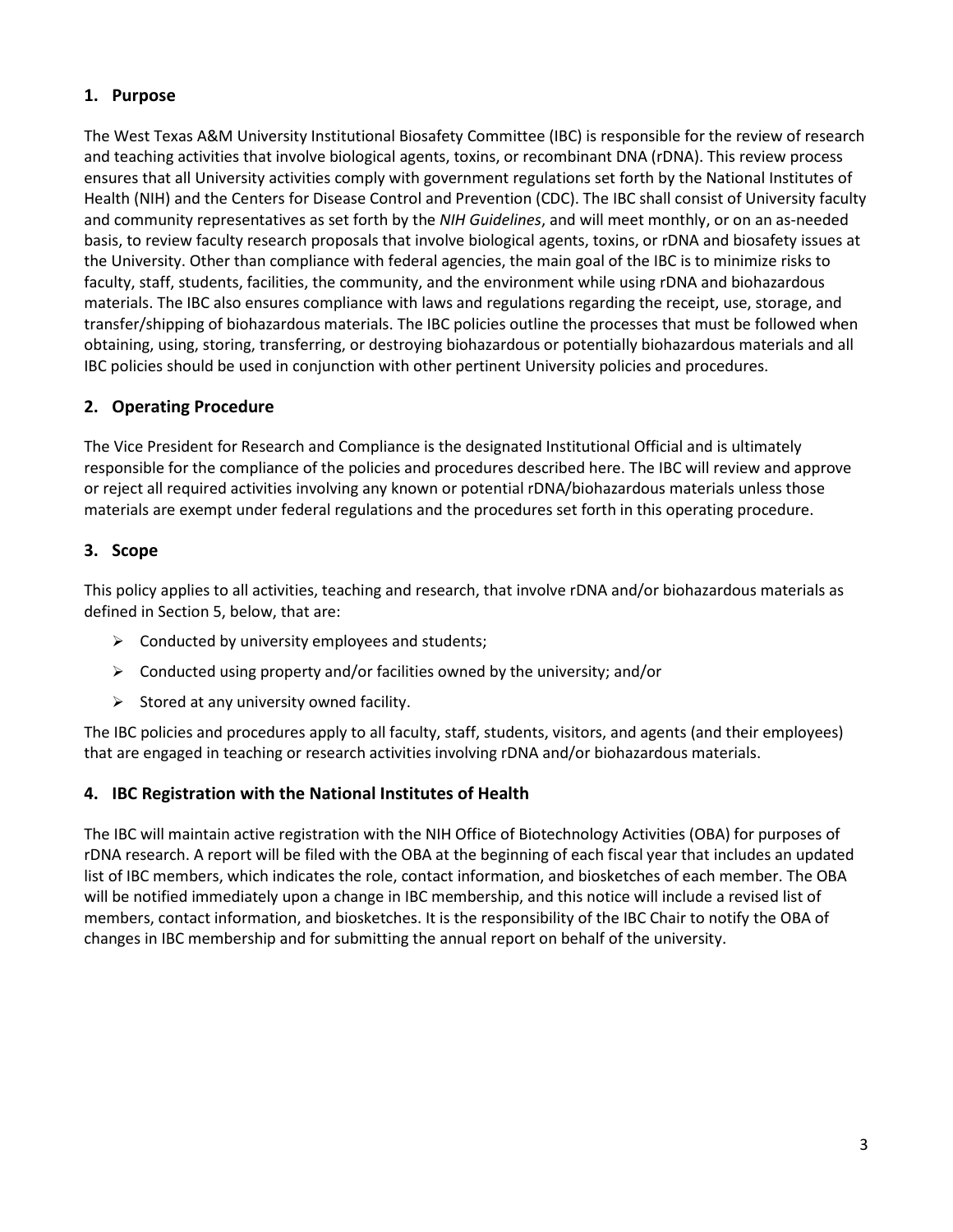## 1. Purpose

The West Texas A&M University Institutional Biosafety Committee (IBC) is responsible for the review of research and teaching activities that involve biological agents, toxins, or recombinant DNA (rDNA). This review process ensures that all University activities comply with government regulations set forth by the National Institutes of Health (NIH) and the Centers for Disease Control and Prevention (CDC). The IBC shall consist of University faculty and community representatives as set forth by the *NIH Guidelines*, and will meet monthly, or on an as-needed basis, to review faculty research proposals that involve biological agents, toxins, or rDNA and biosafety issues at the University. Other than compliance with federal agencies, the main goal of the IBC is to minimize risks to faculty, staff, students, facilities, the community, and the environment while using rDNA and biohazardous materials. The IBC also ensures compliance with laws and regulations regarding the receipt, use, storage, and transfer/shipping of biohazardous materials. The IBC policies outline the processes that must be followed when obtaining, using, storing, transferring, or destroying biohazardous or potentially biohazardous materials and all IBC policies should be used in conjunction with other pertinent University policies and procedures.

## 2. Operating Procedure

The Vice President for Research and Compliance is the designated Institutional Official and is ultimately responsible for the compliance of the policies and procedures described here. The IBC will review and approve or reject all required activities involving any known or potential rDNA/biohazardous materials unless those materials are exempt under federal regulations and the procedures set forth in this operating procedure.

## 3. Scope

This policy applies to all activities, teaching and research, that involve rDNA and/or biohazardous materials as defined in Section 5, below, that are:

- Conducted by university employees and students;
- Conducted using property and/or facilities owned by the university; and/or
- Stored at any university owned facility.

The IBC policies and procedures apply to all faculty, staff, students, visitors, and agents (and their employees) that are engaged in teaching or research activities involving rDNA and/or biohazardous materials.

## 4. IBC Registration with the National Institutes of Health

The IBC will maintain active registration with the NIH Office of Biotechnology Activities (OBA) for purposes of rDNA research. A report will be filed with the OBA at the beginning of each fiscal year that includes an updated list of IBC members, which indicates the role, contact information, and biosketches of each member. The OBA will be notified immediately upon a change in IBC membership, and this notice will include a revised list of members, contact information, and biosketches. It is the responsibility of the IBC Chair to notify the OBA of changes in IBC membership and for submitting the annual report on behalf of the university.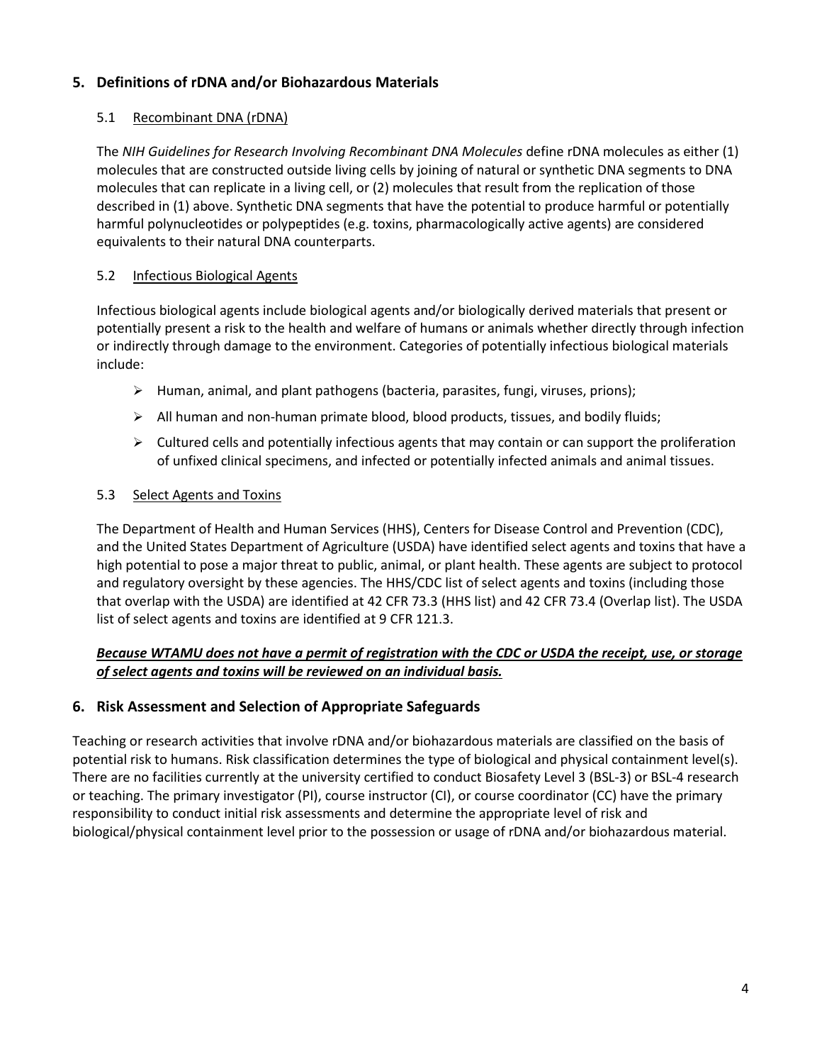## 5. Definitions of rDNA and/or Biohazardous Materials

### 5.1 <u>Recombinant DNA (rDNA)</u>

The *NIH Guidelines for Research Involving Recombinant DNA Molecules* define rDNA molecules as either (1) molecules that are constructed outside living cells by joining of natural or synthetic DNA segments to DNA molecules that can replicate in a living cell, or (2) molecules that result from the replication of those described in (1) above. Synthetic DNA segments that have the potential to produce harmful or potentially harmful polynucleotides or polypeptides (e.g. toxins, pharmacologically active agents) are considered equivalents to their natural DNA counterparts.

### 5.2 <u>Infectious Biological Agents</u>

Infectious biological agents include biological agents and/or biologically derived materials that present or potentially present a risk to the health and welfare of humans or animals whether directly through infection or indirectly through damage to the environment. Categories of potentially infectious biological materials include:

- Human, animal, and plant pathogens (bacteria, parasites, fungi, viruses, prions);
- All human and non-human primate blood, blood products, tissues, and bodily fluids;
- Cultured cells and potentially infectious agents that may contain or can support the proliferation of unfixed clinical specimens, and infected or potentially infected animals and animal tissues.

### 5.3 <u>Select Agents and Toxins</u>

The Department of Health and Human Services (HHS), Centers for Disease Control and Prevention (CDC), and the United States Department of Agriculture (USDA) have identified select agents and toxins that have a high potential to pose a major threat to public, animal, or plant health. These agents are subject to protocol and regulatory oversight by these agencies. The HHS/CDC list of select agents and toxins (including those that overlap with the USDA) are identified at 42 CFR 73.3 (HHS list) and 42 CFR 73.4 (Overlap list). The USDA list of select agents and toxins are identified at 9 CFR 121.3.

***<u>Because WTAMU does not have a permit of registration with the CDC or USDA the receipt, use, or storage of select agents and toxins will be reviewed on an individual basis.</u>***

## 6. Risk Assessment and Selection of Appropriate Safeguards

Teaching or research activities that involve rDNA and/or biohazardous materials are classified on the basis of potential risk to humans. Risk classification determines the type of biological and physical containment level(s). There are no facilities currently at the university certified to conduct Biosafety Level 3 (BSL-3) or BSL-4 research or teaching. The primary investigator (PI), course instructor (CI), or course coordinator (CC) have the primary responsibility to conduct initial risk assessments and determine the appropriate level of risk and biological/physical containment level prior to the possession or usage of rDNA and/or biohazardous material.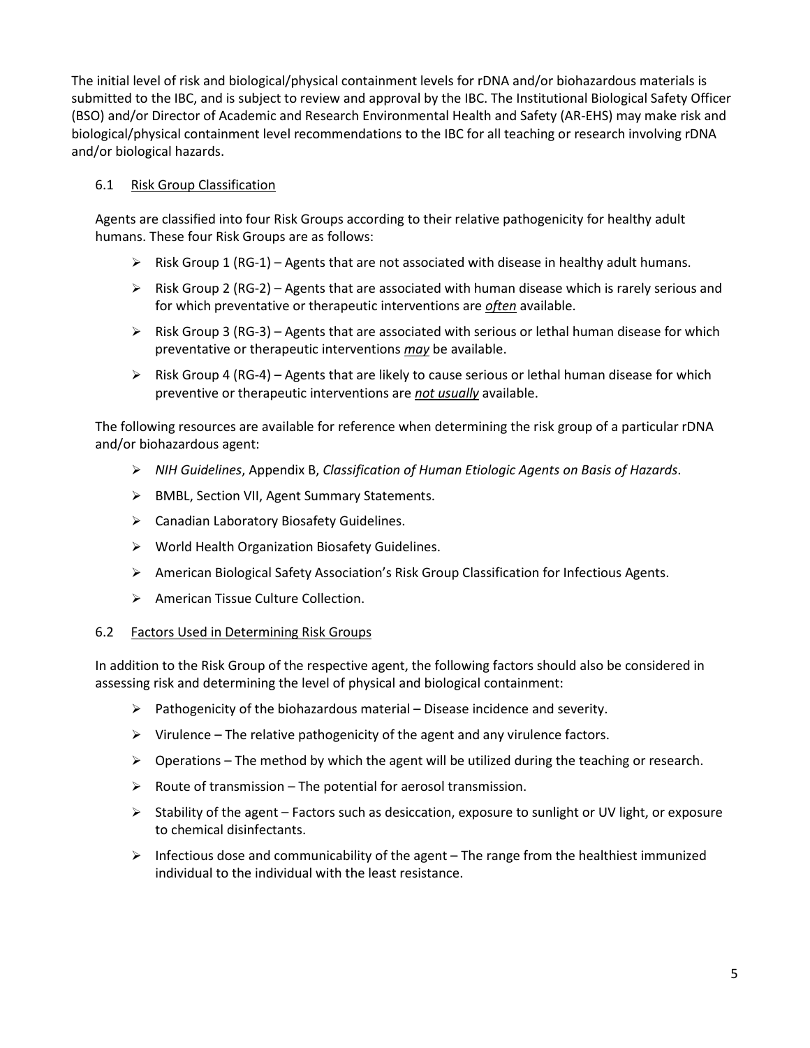The initial level of risk and biological/physical containment levels for rDNA and/or biohazardous materials is submitted to the IBC, and is subject to review and approval by the IBC. The Institutional Biological Safety Officer (BSO) and/or Director of Academic and Research Environmental Health and Safety (AR-EHS) may make risk and biological/physical containment level recommendations to the IBC for all teaching or research involving rDNA and/or biological hazards.

### 6.1 Risk Group Classification

Agents are classified into four Risk Groups according to their relative pathogenicity for healthy adult humans. These four Risk Groups are as follows:

- Risk Group 1 (RG-1) – Agents that are not associated with disease in healthy adult humans.
- Risk Group 2 (RG-2) – Agents that are associated with human disease which is rarely serious and for which preventative or therapeutic interventions are *often* available.
- Risk Group 3 (RG-3) – Agents that are associated with serious or lethal human disease for which preventative or therapeutic interventions *may* be available.
- Risk Group 4 (RG-4) – Agents that are likely to cause serious or lethal human disease for which preventive or therapeutic interventions are *not usually* available.

The following resources are available for reference when determining the risk group of a particular rDNA and/or biohazardous agent:

- *NIH Guidelines*, Appendix B, *Classification of Human Etiologic Agents on Basis of Hazards*.
- BMBL, Section VII, Agent Summary Statements.
- Canadian Laboratory Biosafety Guidelines.
- World Health Organization Biosafety Guidelines.
- American Biological Safety Association's Risk Group Classification for Infectious Agents.
- American Tissue Culture Collection.

### 6.2 Factors Used in Determining Risk Groups

In addition to the Risk Group of the respective agent, the following factors should also be considered in assessing risk and determining the level of physical and biological containment:

- Pathogenicity of the biohazardous material – Disease incidence and severity.
- Virulence – The relative pathogenicity of the agent and any virulence factors.
- Operations – The method by which the agent will be utilized during the teaching or research.
- Route of transmission – The potential for aerosol transmission.
- Stability of the agent – Factors such as desiccation, exposure to sunlight or UV light, or exposure to chemical disinfectants.
- Infectious dose and communicability of the agent – The range from the healthiest immunized individual to the individual with the least resistance.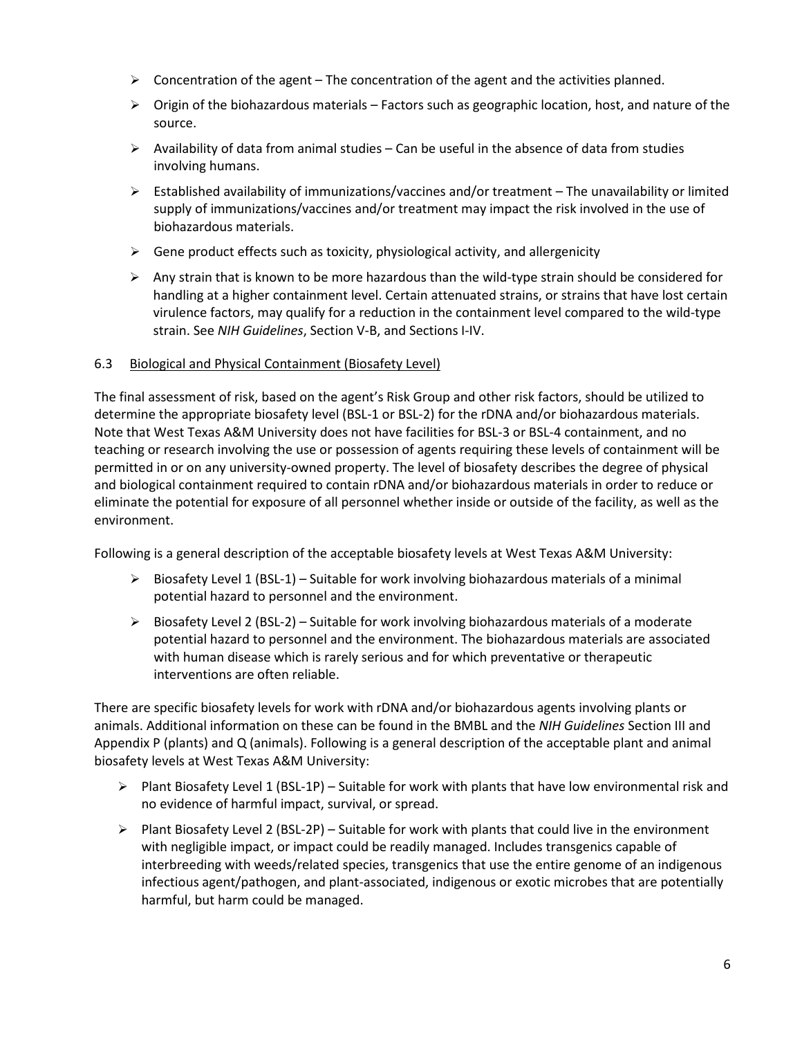- Concentration of the agent – The concentration of the agent and the activities planned.
- Origin of the biohazardous materials – Factors such as geographic location, host, and nature of the source.
- Availability of data from animal studies – Can be useful in the absence of data from studies involving humans.
- Established availability of immunizations/vaccines and/or treatment – The unavailability or limited supply of immunizations/vaccines and/or treatment may impact the risk involved in the use of biohazardous materials.
- Gene product effects such as toxicity, physiological activity, and allergenicity
- Any strain that is known to be more hazardous than the wild-type strain should be considered for handling at a higher containment level. Certain attenuated strains, or strains that have lost certain virulence factors, may qualify for a reduction in the containment level compared to the wild-type strain. See *NIH Guidelines*, Section V-B, and Sections I-IV.

### 6.3 Biological and Physical Containment (Biosafety Level)

The final assessment of risk, based on the agent's Risk Group and other risk factors, should be utilized to determine the appropriate biosafety level (BSL-1 or BSL-2) for the rDNA and/or biohazardous materials. Note that West Texas A&M University does not have facilities for BSL-3 or BSL-4 containment, and no teaching or research involving the use or possession of agents requiring these levels of containment will be permitted in or on any university-owned property. The level of biosafety describes the degree of physical and biological containment required to contain rDNA and/or biohazardous materials in order to reduce or eliminate the potential for exposure of all personnel whether inside or outside of the facility, as well as the environment.

Following is a general description of the acceptable biosafety levels at West Texas A&M University:

- Biosafety Level 1 (BSL-1) – Suitable for work involving biohazardous materials of a minimal potential hazard to personnel and the environment.
- Biosafety Level 2 (BSL-2) – Suitable for work involving biohazardous materials of a moderate potential hazard to personnel and the environment. The biohazardous materials are associated with human disease which is rarely serious and for which preventative or therapeutic interventions are often reliable.

There are specific biosafety levels for work with rDNA and/or biohazardous agents involving plants or animals. Additional information on these can be found in the BMBL and the *NIH Guidelines* Section III and Appendix P (plants) and Q (animals). Following is a general description of the acceptable plant and animal biosafety levels at West Texas A&M University:

- Plant Biosafety Level 1 (BSL-1P) – Suitable for work with plants that have low environmental risk and no evidence of harmful impact, survival, or spread.
- Plant Biosafety Level 2 (BSL-2P) – Suitable for work with plants that could live in the environment with negligible impact, or impact could be readily managed. Includes transgenics capable of interbreeding with weeds/related species, transgenics that use the entire genome of an indigenous infectious agent/pathogen, and plant-associated, indigenous or exotic microbes that are potentially harmful, but harm could be managed.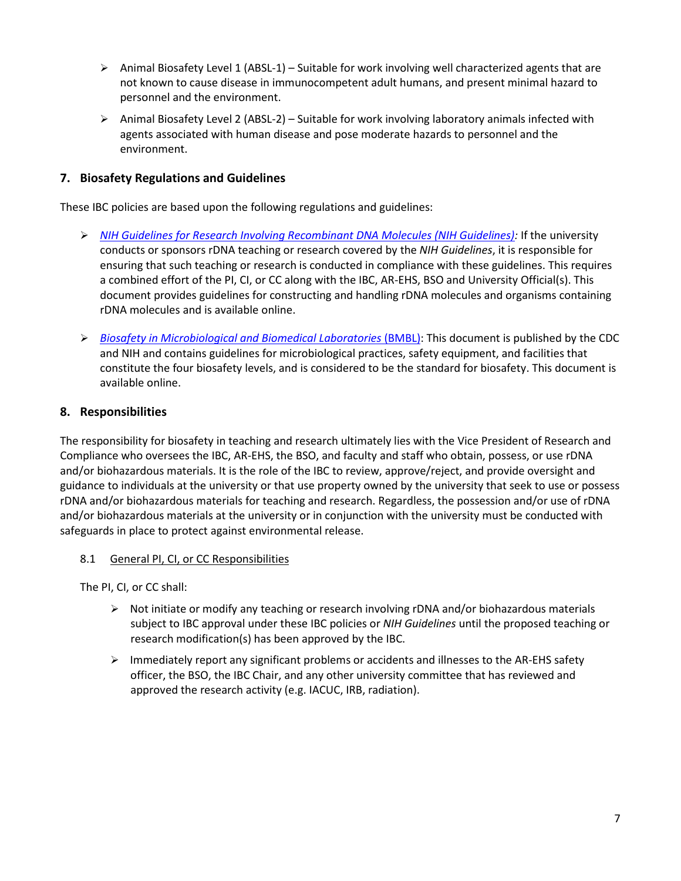- Animal Biosafety Level 1 (ABSL-1) – Suitable for work involving well characterized agents that are not known to cause disease in immunocompetent adult humans, and present minimal hazard to personnel and the environment.
- Animal Biosafety Level 2 (ABSL-2) – Suitable for work involving laboratory animals infected with agents associated with human disease and pose moderate hazards to personnel and the environment.

## 7. Biosafety Regulations and Guidelines

These IBC policies are based upon the following regulations and guidelines:

- *NIH Guidelines for Research Involving Recombinant DNA Molecules (NIH Guidelines):* If the university conducts or sponsors rDNA teaching or research covered by the *NIH Guidelines*, it is responsible for ensuring that such teaching or research is conducted in compliance with these guidelines. This requires a combined effort of the PI, CI, or CC along with the IBC, AR-EHS, BSO and University Official(s). This document provides guidelines for constructing and handling rDNA molecules and organisms containing rDNA molecules and is available online.
- *Biosafety in Microbiological and Biomedical Laboratories* (BMBL): This document is published by the CDC and NIH and contains guidelines for microbiological practices, safety equipment, and facilities that constitute the four biosafety levels, and is considered to be the standard for biosafety. This document is available online.

## 8. Responsibilities

The responsibility for biosafety in teaching and research ultimately lies with the Vice President of Research and Compliance who oversees the IBC, AR-EHS, the BSO, and faculty and staff who obtain, possess, or use rDNA and/or biohazardous materials. It is the role of the IBC to review, approve/reject, and provide oversight and guidance to individuals at the university or that use property owned by the university that seek to use or possess rDNA and/or biohazardous materials for teaching and research. Regardless, the possession and/or use of rDNA and/or biohazardous materials at the university or in conjunction with the university must be conducted with safeguards in place to protect against environmental release.

### 8.1 General PI, CI, or CC Responsibilities

The PI, CI, or CC shall:

- Not initiate or modify any teaching or research involving rDNA and/or biohazardous materials subject to IBC approval under these IBC policies or *NIH Guidelines* until the proposed teaching or research modification(s) has been approved by the IBC.
- Immediately report any significant problems or accidents and illnesses to the AR-EHS safety officer, the BSO, the IBC Chair, and any other university committee that has reviewed and approved the research activity (e.g. IACUC, IRB, radiation).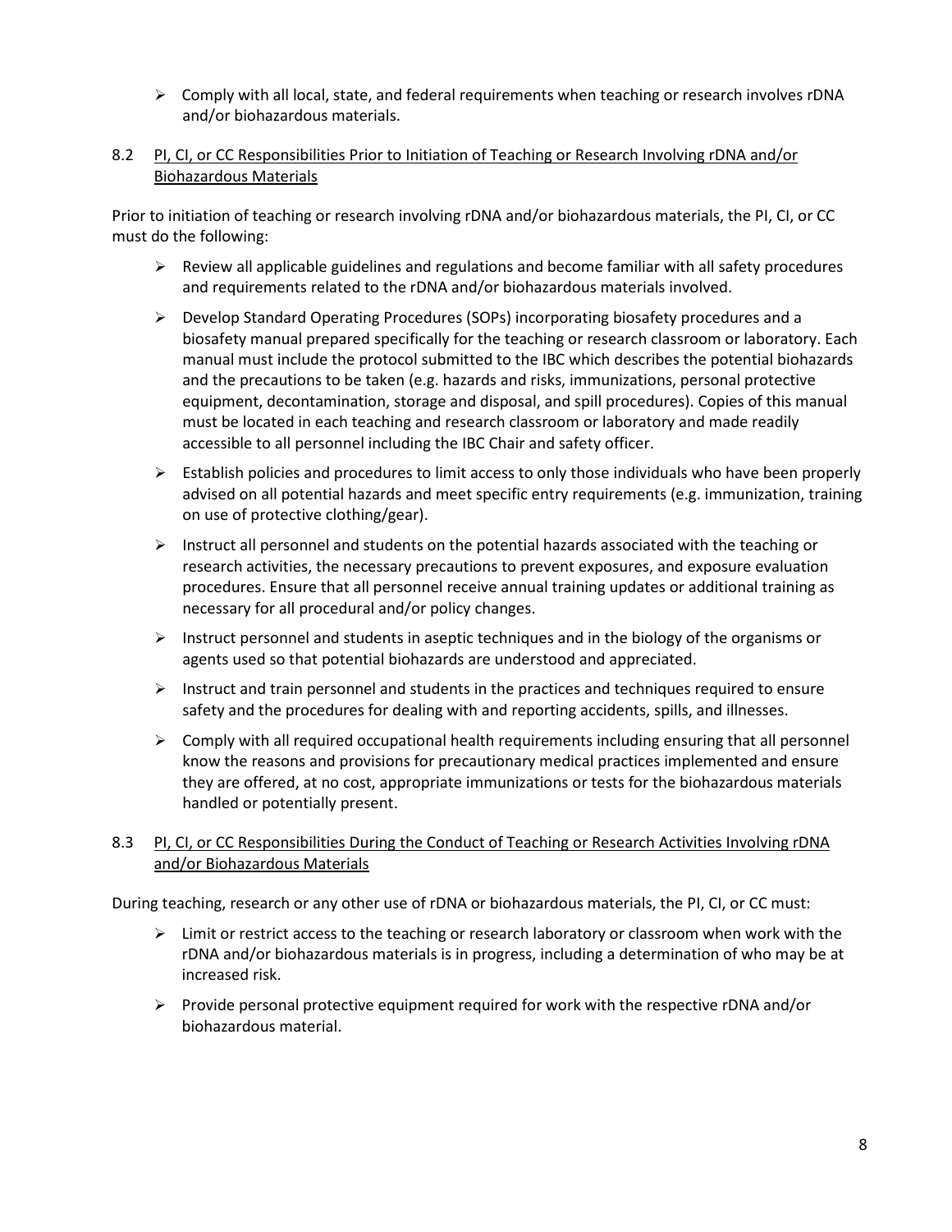- Comply with all local, state, and federal requirements when teaching or research involves rDNA and/or biohazardous materials.

### 8.2 PI, CI, or CC Responsibilities Prior to Initiation of Teaching or Research Involving rDNA and/or Biohazardous Materials

Prior to initiation of teaching or research involving rDNA and/or biohazardous materials, the PI, CI, or CC must do the following:

- Review all applicable guidelines and regulations and become familiar with all safety procedures and requirements related to the rDNA and/or biohazardous materials involved.
- Develop Standard Operating Procedures (SOPs) incorporating biosafety procedures and a biosafety manual prepared specifically for the teaching or research classroom or laboratory. Each manual must include the protocol submitted to the IBC which describes the potential biohazards and the precautions to be taken (e.g. hazards and risks, immunizations, personal protective equipment, decontamination, storage and disposal, and spill procedures). Copies of this manual must be located in each teaching and research classroom or laboratory and made readily accessible to all personnel including the IBC Chair and safety officer.
- Establish policies and procedures to limit access to only those individuals who have been properly advised on all potential hazards and meet specific entry requirements (e.g. immunization, training on use of protective clothing/gear).
- Instruct all personnel and students on the potential hazards associated with the teaching or research activities, the necessary precautions to prevent exposures, and exposure evaluation procedures. Ensure that all personnel receive annual training updates or additional training as necessary for all procedural and/or policy changes.
- Instruct personnel and students in aseptic techniques and in the biology of the organisms or agents used so that potential biohazards are understood and appreciated.
- Instruct and train personnel and students in the practices and techniques required to ensure safety and the procedures for dealing with and reporting accidents, spills, and illnesses.
- Comply with all required occupational health requirements including ensuring that all personnel know the reasons and provisions for precautionary medical practices implemented and ensure they are offered, at no cost, appropriate immunizations or tests for the biohazardous materials handled or potentially present.

### 8.3 PI, CI, or CC Responsibilities During the Conduct of Teaching or Research Activities Involving rDNA and/or Biohazardous Materials

During teaching, research or any other use of rDNA or biohazardous materials, the PI, CI, or CC must:

- Limit or restrict access to the teaching or research laboratory or classroom when work with the rDNA and/or biohazardous materials is in progress, including a determination of who may be at increased risk.
- Provide personal protective equipment required for work with the respective rDNA and/or biohazardous material.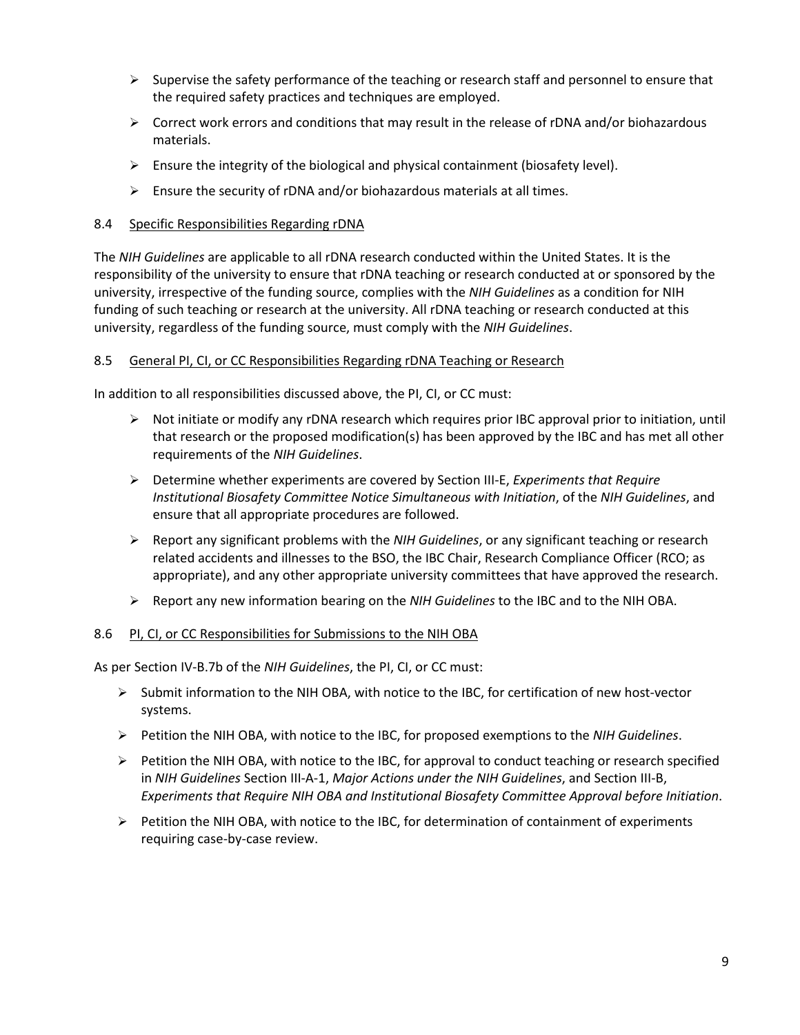- Supervise the safety performance of the teaching or research staff and personnel to ensure that the required safety practices and techniques are employed.
- Correct work errors and conditions that may result in the release of rDNA and/or biohazardous materials.
- Ensure the integrity of the biological and physical containment (biosafety level).
- Ensure the security of rDNA and/or biohazardous materials at all times.

### 8.4 Specific Responsibilities Regarding rDNA

The *NIH Guidelines* are applicable to all rDNA research conducted within the United States. It is the responsibility of the university to ensure that rDNA teaching or research conducted at or sponsored by the university, irrespective of the funding source, complies with the *NIH Guidelines* as a condition for NIH funding of such teaching or research at the university. All rDNA teaching or research conducted at this university, regardless of the funding source, must comply with the *NIH Guidelines*.

### 8.5 General PI, CI, or CC Responsibilities Regarding rDNA Teaching or Research

In addition to all responsibilities discussed above, the PI, CI, or CC must:

- Not initiate or modify any rDNA research which requires prior IBC approval prior to initiation, until that research or the proposed modification(s) has been approved by the IBC and has met all other requirements of the *NIH Guidelines*.
- Determine whether experiments are covered by Section III-E, *Experiments that Require Institutional Biosafety Committee Notice Simultaneous with Initiation*, of the *NIH Guidelines*, and ensure that all appropriate procedures are followed.
- Report any significant problems with the *NIH Guidelines*, or any significant teaching or research related accidents and illnesses to the BSO, the IBC Chair, Research Compliance Officer (RCO; as appropriate), and any other appropriate university committees that have approved the research.
- Report any new information bearing on the *NIH Guidelines* to the IBC and to the NIH OBA.

### 8.6 PI, CI, or CC Responsibilities for Submissions to the NIH OBA

As per Section IV-B.7b of the *NIH Guidelines*, the PI, CI, or CC must:

- Submit information to the NIH OBA, with notice to the IBC, for certification of new host-vector systems.
- Petition the NIH OBA, with notice to the IBC, for proposed exemptions to the *NIH Guidelines*.
- Petition the NIH OBA, with notice to the IBC, for approval to conduct teaching or research specified in *NIH Guidelines* Section III-A-1, *Major Actions under the NIH Guidelines*, and Section III-B, *Experiments that Require NIH OBA and Institutional Biosafety Committee Approval before Initiation*.
- Petition the NIH OBA, with notice to the IBC, for determination of containment of experiments requiring case-by-case review.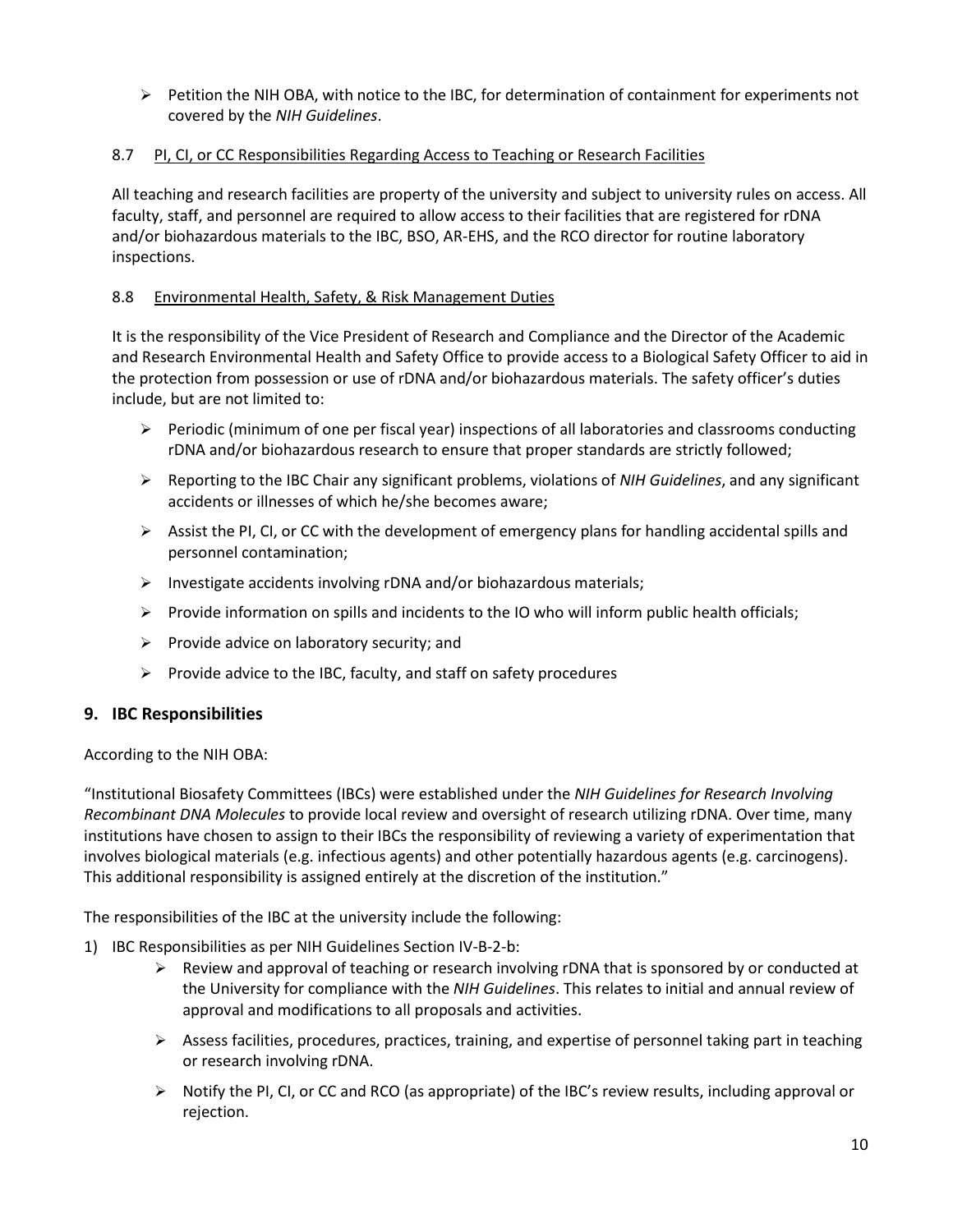- Petition the NIH OBA, with notice to the IBC, for determination of containment for experiments not covered by the *NIH Guidelines*.

### 8.7 PI, CI, or CC Responsibilities Regarding Access to Teaching or Research Facilities

All teaching and research facilities are property of the university and subject to university rules on access. All faculty, staff, and personnel are required to allow access to their facilities that are registered for rDNA and/or biohazardous materials to the IBC, BSO, AR-EHS, and the RCO director for routine laboratory inspections.

### 8.8 Environmental Health, Safety, & Risk Management Duties

It is the responsibility of the Vice President of Research and Compliance and the Director of the Academic and Research Environmental Health and Safety Office to provide access to a Biological Safety Officer to aid in the protection from possession or use of rDNA and/or biohazardous materials. The safety officer's duties include, but are not limited to:

- Periodic (minimum of one per fiscal year) inspections of all laboratories and classrooms conducting rDNA and/or biohazardous research to ensure that proper standards are strictly followed;
- Reporting to the IBC Chair any significant problems, violations of *NIH Guidelines*, and any significant accidents or illnesses of which he/she becomes aware;
- Assist the PI, CI, or CC with the development of emergency plans for handling accidental spills and personnel contamination;
- Investigate accidents involving rDNA and/or biohazardous materials;
- Provide information on spills and incidents to the IO who will inform public health officials;
- Provide advice on laboratory security; and
- Provide advice to the IBC, faculty, and staff on safety procedures

## 9. IBC Responsibilities

According to the NIH OBA:

"Institutional Biosafety Committees (IBCs) were established under the *NIH Guidelines for Research Involving Recombinant DNA Molecules* to provide local review and oversight of research utilizing rDNA. Over time, many institutions have chosen to assign to their IBCs the responsibility of reviewing a variety of experimentation that involves biological materials (e.g. infectious agents) and other potentially hazardous agents (e.g. carcinogens). This additional responsibility is assigned entirely at the discretion of the institution."

The responsibilities of the IBC at the university include the following:

1) IBC Responsibilities as per NIH Guidelines Section IV-B-2-b:
   - Review and approval of teaching or research involving rDNA that is sponsored by or conducted at the University for compliance with the *NIH Guidelines*. This relates to initial and annual review of approval and modifications to all proposals and activities.
   - Assess facilities, procedures, practices, training, and expertise of personnel taking part in teaching or research involving rDNA.
   - Notify the PI, CI, or CC and RCO (as appropriate) of the IBC's review results, including approval or rejection.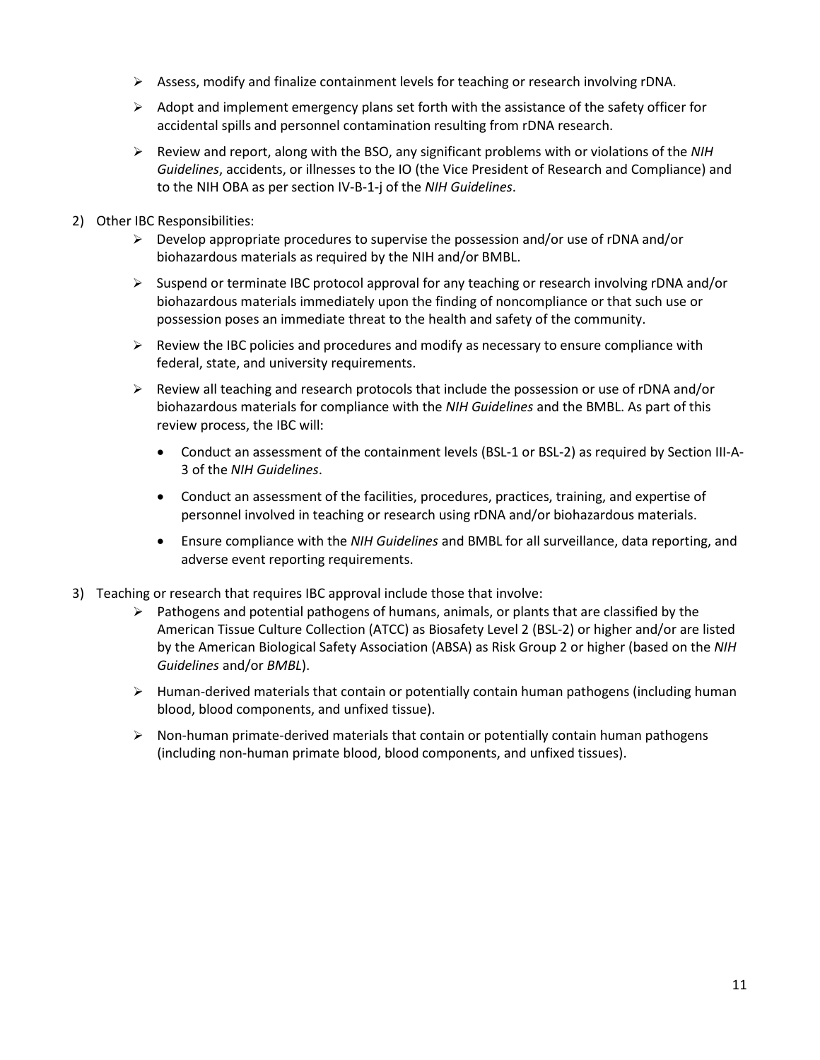- Assess, modify and finalize containment levels for teaching or research involving rDNA.
- Adopt and implement emergency plans set forth with the assistance of the safety officer for accidental spills and personnel contamination resulting from rDNA research.
- Review and report, along with the BSO, any significant problems with or violations of the *NIH Guidelines*, accidents, or illnesses to the IO (the Vice President of Research and Compliance) and to the NIH OBA as per section IV-B-1-j of the *NIH Guidelines*.

2) Other IBC Responsibilities:
   - Develop appropriate procedures to supervise the possession and/or use of rDNA and/or biohazardous materials as required by the NIH and/or BMBL.
   - Suspend or terminate IBC protocol approval for any teaching or research involving rDNA and/or biohazardous materials immediately upon the finding of noncompliance or that such use or possession poses an immediate threat to the health and safety of the community.
   - Review the IBC policies and procedures and modify as necessary to ensure compliance with federal, state, and university requirements.
   - Review all teaching and research protocols that include the possession or use of rDNA and/or biohazardous materials for compliance with the *NIH Guidelines* and the BMBL. As part of this review process, the IBC will:
     - Conduct an assessment of the containment levels (BSL-1 or BSL-2) as required by Section III-A-3 of the *NIH Guidelines*.
     - Conduct an assessment of the facilities, procedures, practices, training, and expertise of personnel involved in teaching or research using rDNA and/or biohazardous materials.
     - Ensure compliance with the *NIH Guidelines* and BMBL for all surveillance, data reporting, and adverse event reporting requirements.

3) Teaching or research that requires IBC approval include those that involve:
   - Pathogens and potential pathogens of humans, animals, or plants that are classified by the American Tissue Culture Collection (ATCC) as Biosafety Level 2 (BSL-2) or higher and/or are listed by the American Biological Safety Association (ABSA) as Risk Group 2 or higher (based on the *NIH Guidelines* and/or *BMBL*).
   - Human-derived materials that contain or potentially contain human pathogens (including human blood, blood components, and unfixed tissue).
   - Non-human primate-derived materials that contain or potentially contain human pathogens (including non-human primate blood, blood components, and unfixed tissues).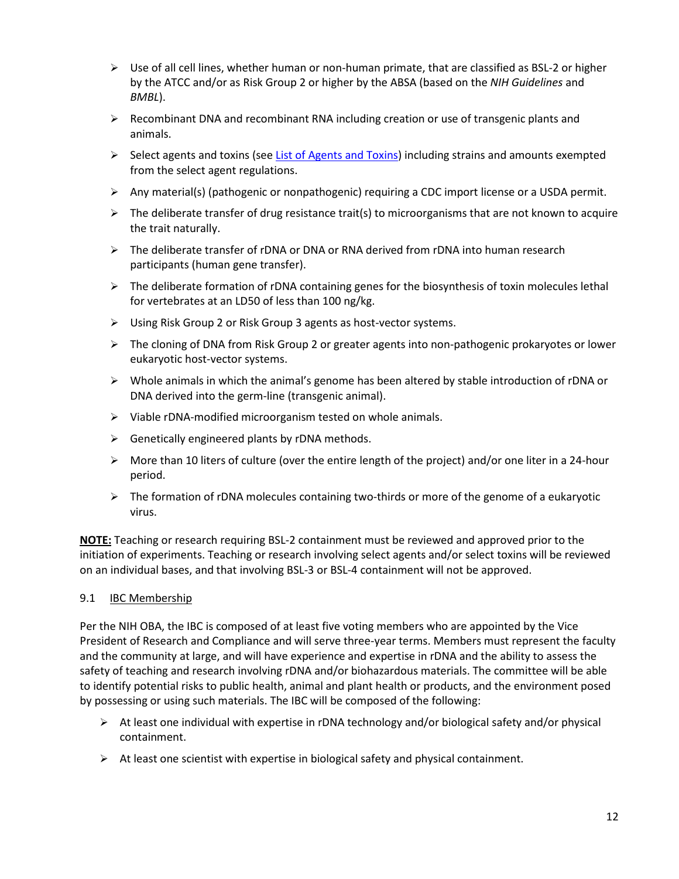- Use of all cell lines, whether human or non-human primate, that are classified as BSL-2 or higher by the ATCC and/or as Risk Group 2 or higher by the ABSA (based on the *NIH Guidelines* and *BMBL*).
- Recombinant DNA and recombinant RNA including creation or use of transgenic plants and animals.
- Select agents and toxins (see [List of Agents and Toxins]) including strains and amounts exempted from the select agent regulations.
- Any material(s) (pathogenic or nonpathogenic) requiring a CDC import license or a USDA permit.
- The deliberate transfer of drug resistance trait(s) to microorganisms that are not known to acquire the trait naturally.
- The deliberate transfer of rDNA or DNA or RNA derived from rDNA into human research participants (human gene transfer).
- The deliberate formation of rDNA containing genes for the biosynthesis of toxin molecules lethal for vertebrates at an LD50 of less than 100 ng/kg.
- Using Risk Group 2 or Risk Group 3 agents as host-vector systems.
- The cloning of DNA from Risk Group 2 or greater agents into non-pathogenic prokaryotes or lower eukaryotic host-vector systems.
- Whole animals in which the animal's genome has been altered by stable introduction of rDNA or DNA derived into the germ-line (transgenic animal).
- Viable rDNA-modified microorganism tested on whole animals.
- Genetically engineered plants by rDNA methods.
- More than 10 liters of culture (over the entire length of the project) and/or one liter in a 24-hour period.
- The formation of rDNA molecules containing two-thirds or more of the genome of a eukaryotic virus.

**NOTE:** Teaching or research requiring BSL-2 containment must be reviewed and approved prior to the initiation of experiments. Teaching or research involving select agents and/or select toxins will be reviewed on an individual bases, and that involving BSL-3 or BSL-4 containment will not be approved.

### 9.1 IBC Membership

Per the NIH OBA, the IBC is composed of at least five voting members who are appointed by the Vice President of Research and Compliance and will serve three-year terms. Members must represent the faculty and the community at large, and will have experience and expertise in rDNA and the ability to assess the safety of teaching and research involving rDNA and/or biohazardous materials. The committee will be able to identify potential risks to public health, animal and plant health or products, and the environment posed by possessing or using such materials. The IBC will be composed of the following:

- At least one individual with expertise in rDNA technology and/or biological safety and/or physical containment.
- At least one scientist with expertise in biological safety and physical containment.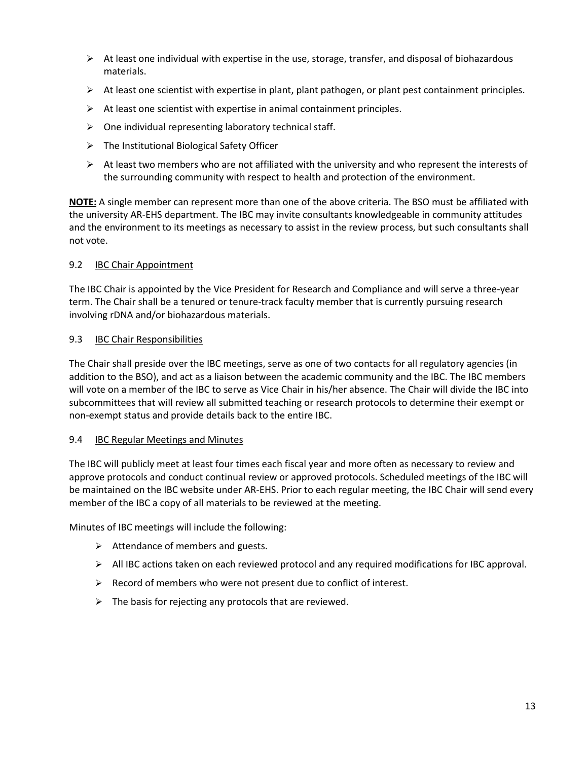- At least one individual with expertise in the use, storage, transfer, and disposal of biohazardous materials.
- At least one scientist with expertise in plant, plant pathogen, or plant pest containment principles.
- At least one scientist with expertise in animal containment principles.
- One individual representing laboratory technical staff.
- The Institutional Biological Safety Officer
- At least two members who are not affiliated with the university and who represent the interests of the surrounding community with respect to health and protection of the environment.

**NOTE:** A single member can represent more than one of the above criteria. The BSO must be affiliated with the university AR-EHS department. The IBC may invite consultants knowledgeable in community attitudes and the environment to its meetings as necessary to assist in the review process, but such consultants shall not vote.

### 9.2 IBC Chair Appointment

The IBC Chair is appointed by the Vice President for Research and Compliance and will serve a three-year term. The Chair shall be a tenured or tenure-track faculty member that is currently pursuing research involving rDNA and/or biohazardous materials.

### 9.3 IBC Chair Responsibilities

The Chair shall preside over the IBC meetings, serve as one of two contacts for all regulatory agencies (in addition to the BSO), and act as a liaison between the academic community and the IBC. The IBC members will vote on a member of the IBC to serve as Vice Chair in his/her absence. The Chair will divide the IBC into subcommittees that will review all submitted teaching or research protocols to determine their exempt or non-exempt status and provide details back to the entire IBC.

### 9.4 IBC Regular Meetings and Minutes

The IBC will publicly meet at least four times each fiscal year and more often as necessary to review and approve protocols and conduct continual review or approved protocols. Scheduled meetings of the IBC will be maintained on the IBC website under AR-EHS. Prior to each regular meeting, the IBC Chair will send every member of the IBC a copy of all materials to be reviewed at the meeting.

Minutes of IBC meetings will include the following:

- Attendance of members and guests.
- All IBC actions taken on each reviewed protocol and any required modifications for IBC approval.
- Record of members who were not present due to conflict of interest.
- The basis for rejecting any protocols that are reviewed.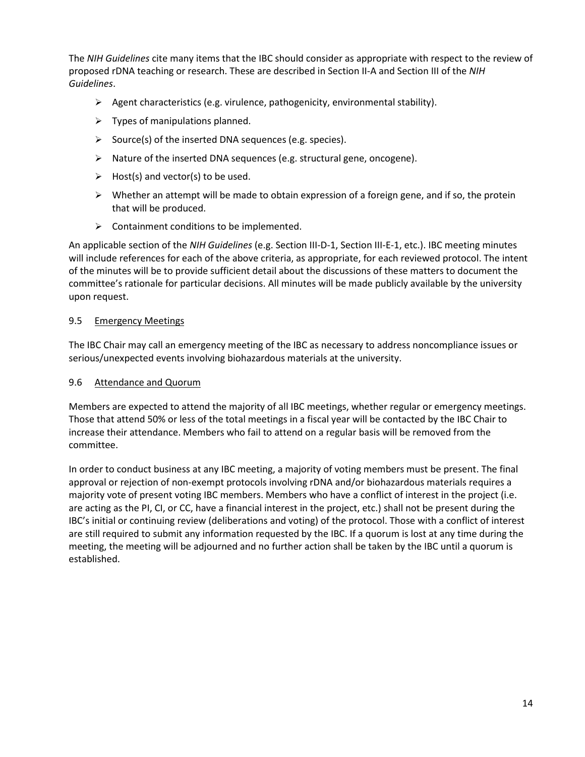The *NIH Guidelines* cite many items that the IBC should consider as appropriate with respect to the review of proposed rDNA teaching or research. These are described in Section II-A and Section III of the *NIH Guidelines*.

- Agent characteristics (e.g. virulence, pathogenicity, environmental stability).
- Types of manipulations planned.
- Source(s) of the inserted DNA sequences (e.g. species).
- Nature of the inserted DNA sequences (e.g. structural gene, oncogene).
- Host(s) and vector(s) to be used.
- Whether an attempt will be made to obtain expression of a foreign gene, and if so, the protein that will be produced.
- Containment conditions to be implemented.

An applicable section of the *NIH Guidelines* (e.g. Section III-D-1, Section III-E-1, etc.). IBC meeting minutes will include references for each of the above criteria, as appropriate, for each reviewed protocol. The intent of the minutes will be to provide sufficient detail about the discussions of these matters to document the committee's rationale for particular decisions. All minutes will be made publicly available by the university upon request.

### 9.5 Emergency Meetings

The IBC Chair may call an emergency meeting of the IBC as necessary to address noncompliance issues or serious/unexpected events involving biohazardous materials at the university.

### 9.6 Attendance and Quorum

Members are expected to attend the majority of all IBC meetings, whether regular or emergency meetings. Those that attend 50% or less of the total meetings in a fiscal year will be contacted by the IBC Chair to increase their attendance. Members who fail to attend on a regular basis will be removed from the committee.

In order to conduct business at any IBC meeting, a majority of voting members must be present. The final approval or rejection of non-exempt protocols involving rDNA and/or biohazardous materials requires a majority vote of present voting IBC members. Members who have a conflict of interest in the project (i.e. are acting as the PI, CI, or CC, have a financial interest in the project, etc.) shall not be present during the IBC's initial or continuing review (deliberations and voting) of the protocol. Those with a conflict of interest are still required to submit any information requested by the IBC. If a quorum is lost at any time during the meeting, the meeting will be adjourned and no further action shall be taken by the IBC until a quorum is established.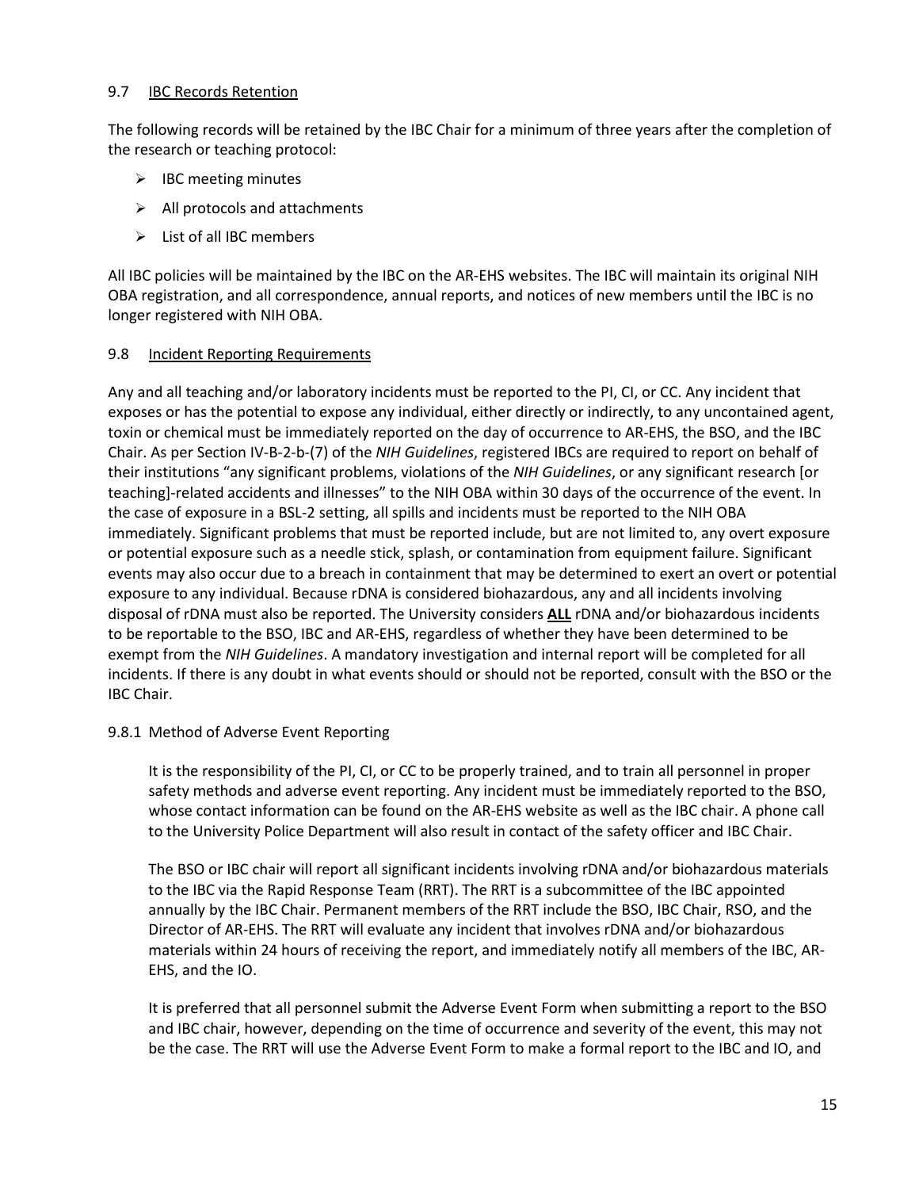### 9.7 IBC Records Retention

The following records will be retained by the IBC Chair for a minimum of three years after the completion of the research or teaching protocol:

- IBC meeting minutes
- All protocols and attachments
- List of all IBC members

All IBC policies will be maintained by the IBC on the AR-EHS websites. The IBC will maintain its original NIH OBA registration, and all correspondence, annual reports, and notices of new members until the IBC is no longer registered with NIH OBA.

### 9.8 Incident Reporting Requirements

Any and all teaching and/or laboratory incidents must be reported to the PI, CI, or CC. Any incident that exposes or has the potential to expose any individual, either directly or indirectly, to any uncontained agent, toxin or chemical must be immediately reported on the day of occurrence to AR-EHS, the BSO, and the IBC Chair. As per Section IV-B-2-b-(7) of the *NIH Guidelines*, registered IBCs are required to report on behalf of their institutions "any significant problems, violations of the *NIH Guidelines*, or any significant research [or teaching]-related accidents and illnesses" to the NIH OBA within 30 days of the occurrence of the event. In the case of exposure in a BSL-2 setting, all spills and incidents must be reported to the NIH OBA immediately. Significant problems that must be reported include, but are not limited to, any overt exposure or potential exposure such as a needle stick, splash, or contamination from equipment failure. Significant events may also occur due to a breach in containment that may be determined to exert an overt or potential exposure to any individual. Because rDNA is considered biohazardous, any and all incidents involving disposal of rDNA must also be reported. The University considers **ALL** rDNA and/or biohazardous incidents to be reportable to the BSO, IBC and AR-EHS, regardless of whether they have been determined to be exempt from the *NIH Guidelines*. A mandatory investigation and internal report will be completed for all incidents. If there is any doubt in what events should or should not be reported, consult with the BSO or the IBC Chair.

#### 9.8.1 Method of Adverse Event Reporting

It is the responsibility of the PI, CI, or CC to be properly trained, and to train all personnel in proper safety methods and adverse event reporting. Any incident must be immediately reported to the BSO, whose contact information can be found on the AR-EHS website as well as the IBC chair. A phone call to the University Police Department will also result in contact of the safety officer and IBC Chair.

The BSO or IBC chair will report all significant incidents involving rDNA and/or biohazardous materials to the IBC via the Rapid Response Team (RRT). The RRT is a subcommittee of the IBC appointed annually by the IBC Chair. Permanent members of the RRT include the BSO, IBC Chair, RSO, and the Director of AR-EHS. The RRT will evaluate any incident that involves rDNA and/or biohazardous materials within 24 hours of receiving the report, and immediately notify all members of the IBC, AR-EHS, and the IO.

It is preferred that all personnel submit the Adverse Event Form when submitting a report to the BSO and IBC chair, however, depending on the time of occurrence and severity of the event, this may not be the case. The RRT will use the Adverse Event Form to make a formal report to the IBC and IO, and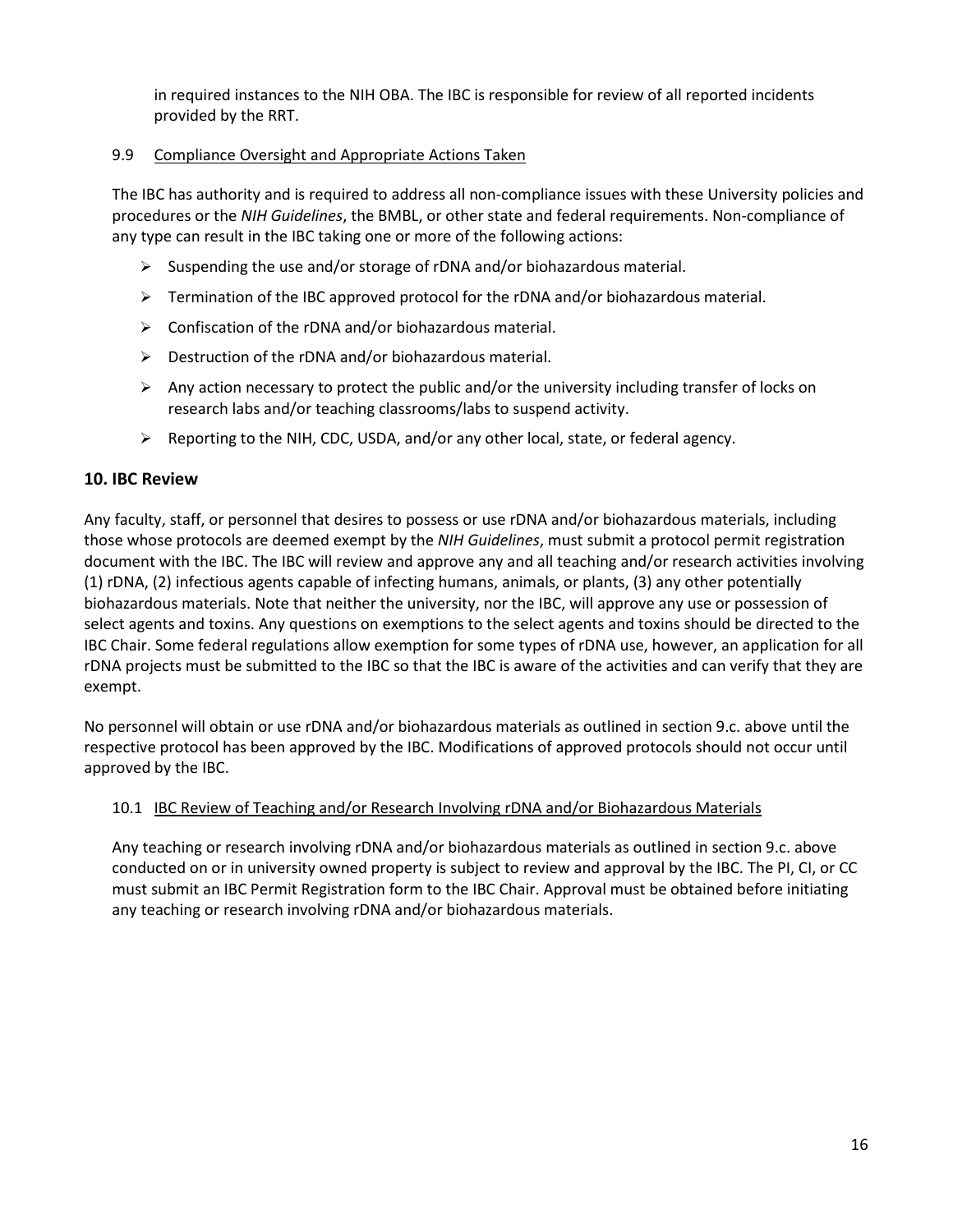in required instances to the NIH OBA. The IBC is responsible for review of all reported incidents provided by the RRT.

### 9.9 Compliance Oversight and Appropriate Actions Taken

The IBC has authority and is required to address all non-compliance issues with these University policies and procedures or the *NIH Guidelines*, the BMBL, or other state and federal requirements. Non-compliance of any type can result in the IBC taking one or more of the following actions:

- Suspending the use and/or storage of rDNA and/or biohazardous material.
- Termination of the IBC approved protocol for the rDNA and/or biohazardous material.
- Confiscation of the rDNA and/or biohazardous material.
- Destruction of the rDNA and/or biohazardous material.
- Any action necessary to protect the public and/or the university including transfer of locks on research labs and/or teaching classrooms/labs to suspend activity.
- Reporting to the NIH, CDC, USDA, and/or any other local, state, or federal agency.

## 10. IBC Review

Any faculty, staff, or personnel that desires to possess or use rDNA and/or biohazardous materials, including those whose protocols are deemed exempt by the *NIH Guidelines*, must submit a protocol permit registration document with the IBC. The IBC will review and approve any and all teaching and/or research activities involving (1) rDNA, (2) infectious agents capable of infecting humans, animals, or plants, (3) any other potentially biohazardous materials. Note that neither the university, nor the IBC, will approve any use or possession of select agents and toxins. Any questions on exemptions to the select agents and toxins should be directed to the IBC Chair. Some federal regulations allow exemption for some types of rDNA use, however, an application for all rDNA projects must be submitted to the IBC so that the IBC is aware of the activities and can verify that they are exempt.

No personnel will obtain or use rDNA and/or biohazardous materials as outlined in section 9.c. above until the respective protocol has been approved by the IBC. Modifications of approved protocols should not occur until approved by the IBC.

### 10.1 IBC Review of Teaching and/or Research Involving rDNA and/or Biohazardous Materials

Any teaching or research involving rDNA and/or biohazardous materials as outlined in section 9.c. above conducted on or in university owned property is subject to review and approval by the IBC. The PI, CI, or CC must submit an IBC Permit Registration form to the IBC Chair. Approval must be obtained before initiating any teaching or research involving rDNA and/or biohazardous materials.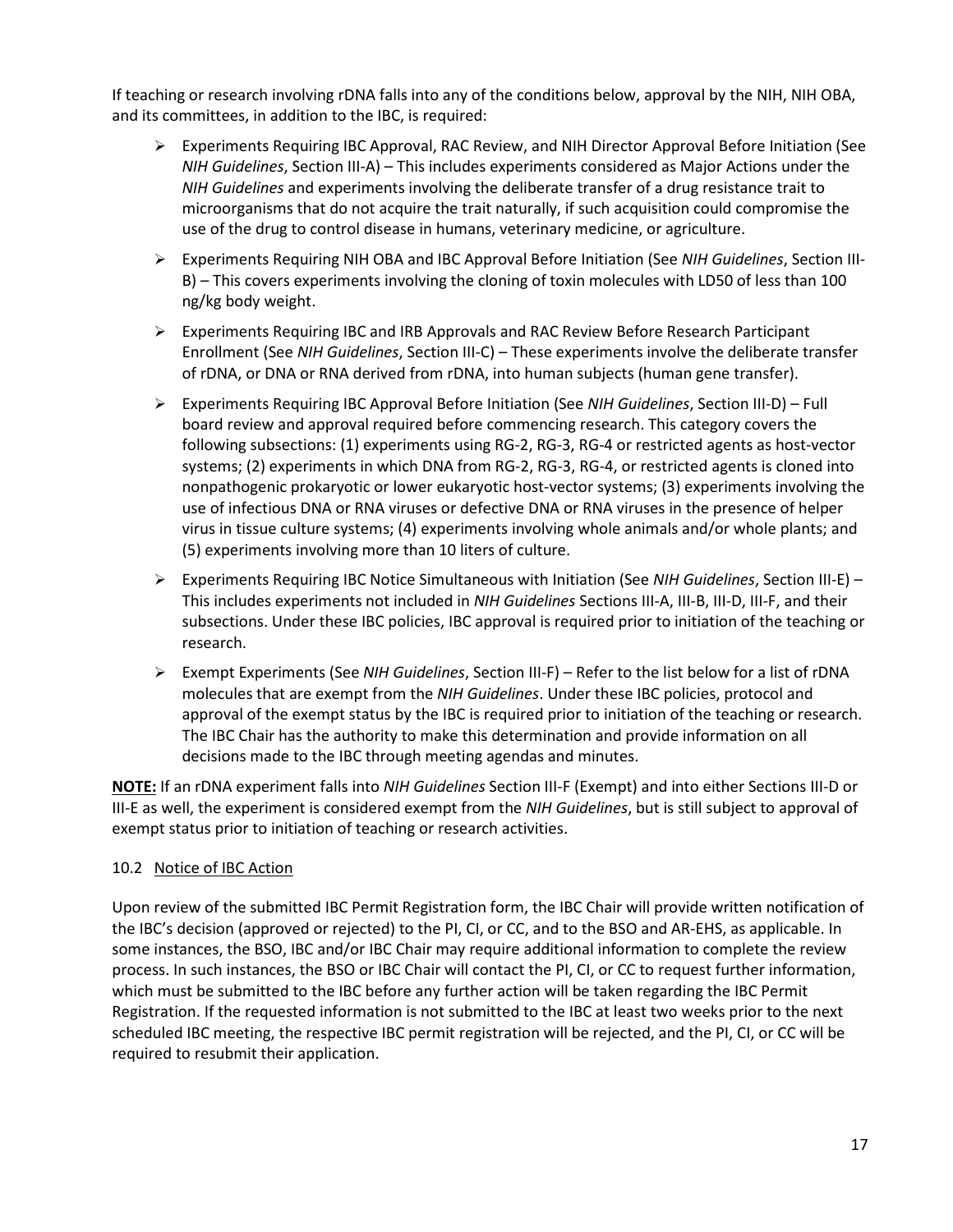If teaching or research involving rDNA falls into any of the conditions below, approval by the NIH, NIH OBA, and its committees, in addition to the IBC, is required:

- Experiments Requiring IBC Approval, RAC Review, and NIH Director Approval Before Initiation (See *NIH Guidelines*, Section III-A) – This includes experiments considered as Major Actions under the *NIH Guidelines* and experiments involving the deliberate transfer of a drug resistance trait to microorganisms that do not acquire the trait naturally, if such acquisition could compromise the use of the drug to control disease in humans, veterinary medicine, or agriculture.
- Experiments Requiring NIH OBA and IBC Approval Before Initiation (See *NIH Guidelines*, Section III-B) – This covers experiments involving the cloning of toxin molecules with LD50 of less than 100 ng/kg body weight.
- Experiments Requiring IBC and IRB Approvals and RAC Review Before Research Participant Enrollment (See *NIH Guidelines*, Section III-C) – These experiments involve the deliberate transfer of rDNA, or DNA or RNA derived from rDNA, into human subjects (human gene transfer).
- Experiments Requiring IBC Approval Before Initiation (See *NIH Guidelines*, Section III-D) – Full board review and approval required before commencing research. This category covers the following subsections: (1) experiments using RG-2, RG-3, RG-4 or restricted agents as host-vector systems; (2) experiments in which DNA from RG-2, RG-3, RG-4, or restricted agents is cloned into nonpathogenic prokaryotic or lower eukaryotic host-vector systems; (3) experiments involving the use of infectious DNA or RNA viruses or defective DNA or RNA viruses in the presence of helper virus in tissue culture systems; (4) experiments involving whole animals and/or whole plants; and (5) experiments involving more than 10 liters of culture.
- Experiments Requiring IBC Notice Simultaneous with Initiation (See *NIH Guidelines*, Section III-E) – This includes experiments not included in *NIH Guidelines* Sections III-A, III-B, III-D, III-F, and their subsections. Under these IBC policies, IBC approval is required prior to initiation of the teaching or research.
- Exempt Experiments (See *NIH Guidelines*, Section III-F) – Refer to the list below for a list of rDNA molecules that are exempt from the *NIH Guidelines*. Under these IBC policies, protocol and approval of the exempt status by the IBC is required prior to initiation of the teaching or research. The IBC Chair has the authority to make this determination and provide information on all decisions made to the IBC through meeting agendas and minutes.

**NOTE:** If an rDNA experiment falls into *NIH Guidelines* Section III-F (Exempt) and into either Sections III-D or III-E as well, the experiment is considered exempt from the *NIH Guidelines*, but is still subject to approval of exempt status prior to initiation of teaching or research activities.

### 10.2 Notice of IBC Action

Upon review of the submitted IBC Permit Registration form, the IBC Chair will provide written notification of the IBC's decision (approved or rejected) to the PI, CI, or CC, and to the BSO and AR-EHS, as applicable. In some instances, the BSO, IBC and/or IBC Chair may require additional information to complete the review process. In such instances, the BSO or IBC Chair will contact the PI, CI, or CC to request further information, which must be submitted to the IBC before any further action will be taken regarding the IBC Permit Registration. If the requested information is not submitted to the IBC at least two weeks prior to the next scheduled IBC meeting, the respective IBC permit registration will be rejected, and the PI, CI, or CC will be required to resubmit their application.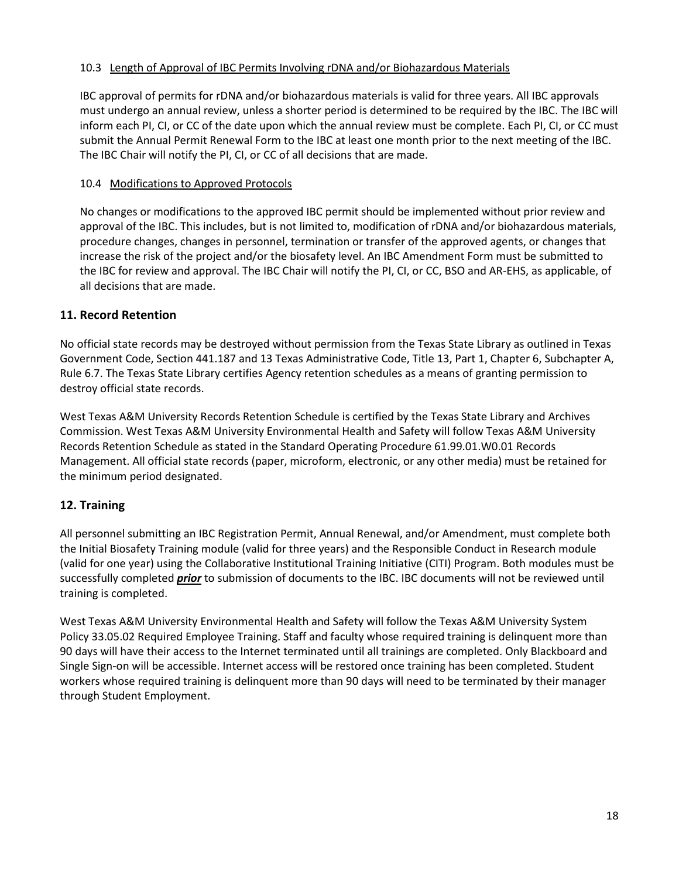### 10.3 Length of Approval of IBC Permits Involving rDNA and/or Biohazardous Materials

IBC approval of permits for rDNA and/or biohazardous materials is valid for three years. All IBC approvals must undergo an annual review, unless a shorter period is determined to be required by the IBC. The IBC will inform each PI, CI, or CC of the date upon which the annual review must be complete. Each PI, CI, or CC must submit the Annual Permit Renewal Form to the IBC at least one month prior to the next meeting of the IBC. The IBC Chair will notify the PI, CI, or CC of all decisions that are made.

### 10.4 Modifications to Approved Protocols

No changes or modifications to the approved IBC permit should be implemented without prior review and approval of the IBC. This includes, but is not limited to, modification of rDNA and/or biohazardous materials, procedure changes, changes in personnel, termination or transfer of the approved agents, or changes that increase the risk of the project and/or the biosafety level. An IBC Amendment Form must be submitted to the IBC for review and approval. The IBC Chair will notify the PI, CI, or CC, BSO and AR-EHS, as applicable, of all decisions that are made.

## 11. Record Retention

No official state records may be destroyed without permission from the Texas State Library as outlined in Texas Government Code, Section 441.187 and 13 Texas Administrative Code, Title 13, Part 1, Chapter 6, Subchapter A, Rule 6.7. The Texas State Library certifies Agency retention schedules as a means of granting permission to destroy official state records.

West Texas A&M University Records Retention Schedule is certified by the Texas State Library and Archives Commission. West Texas A&M University Environmental Health and Safety will follow Texas A&M University Records Retention Schedule as stated in the Standard Operating Procedure 61.99.01.W0.01 Records Management. All official state records (paper, microform, electronic, or any other media) must be retained for the minimum period designated.

## 12. Training

All personnel submitting an IBC Registration Permit, Annual Renewal, and/or Amendment, must complete both the Initial Biosafety Training module (valid for three years) and the Responsible Conduct in Research module (valid for one year) using the Collaborative Institutional Training Initiative (CITI) Program. Both modules must be successfully completed ***prior*** to submission of documents to the IBC. IBC documents will not be reviewed until training is completed.

West Texas A&M University Environmental Health and Safety will follow the Texas A&M University System Policy 33.05.02 Required Employee Training. Staff and faculty whose required training is delinquent more than 90 days will have their access to the Internet terminated until all trainings are completed. Only Blackboard and Single Sign-on will be accessible. Internet access will be restored once training has been completed. Student workers whose required training is delinquent more than 90 days will need to be terminated by their manager through Student Employment.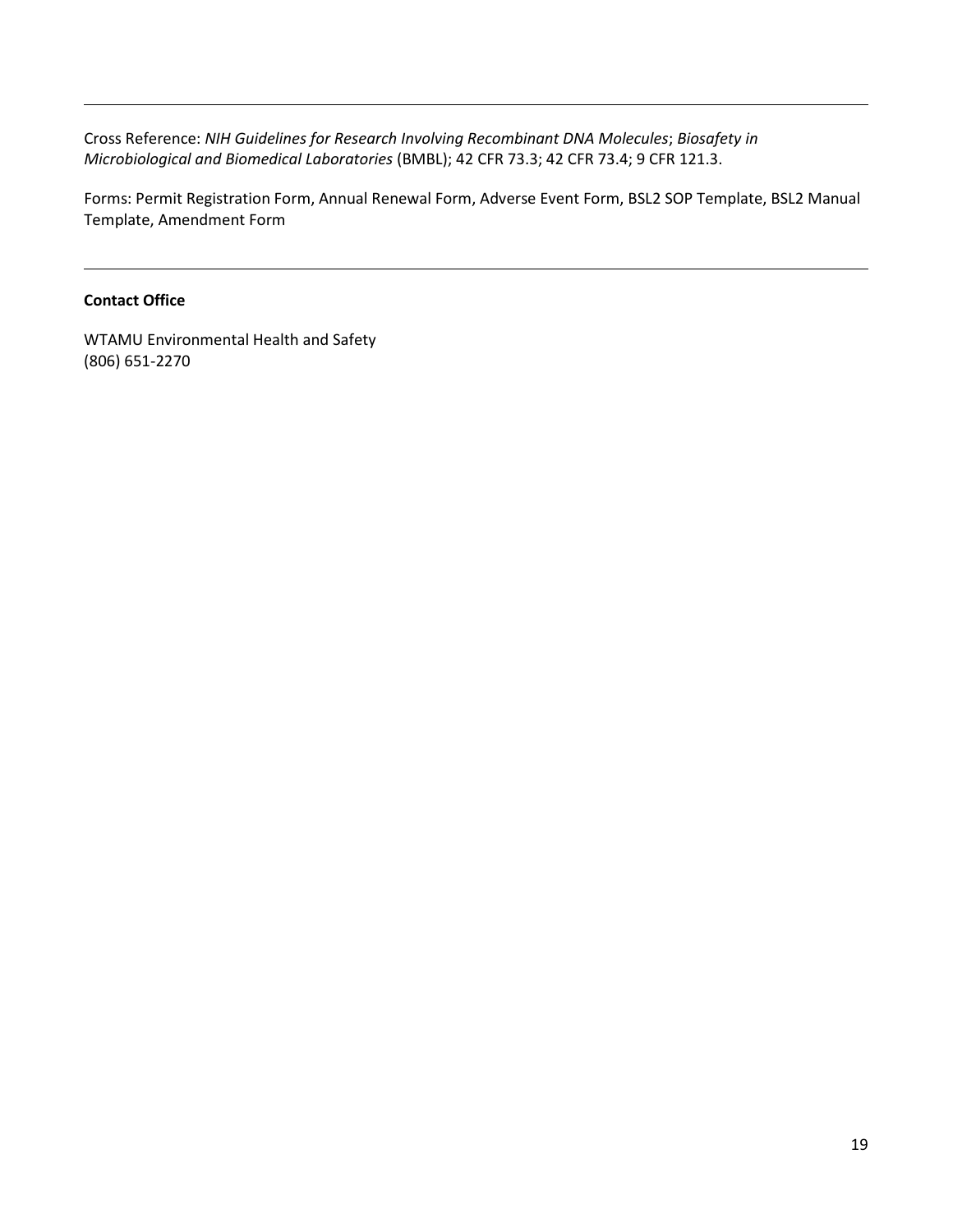---

Cross Reference: *NIH Guidelines for Research Involving Recombinant DNA Molecules*; *Biosafety in Microbiological and Biomedical Laboratories* (BMBL); 42 CFR 73.3; 42 CFR 73.4; 9 CFR 121.3.

Forms: Permit Registration Form, Annual Renewal Form, Adverse Event Form, BSL2 SOP Template, BSL2 Manual Template, Amendment Form

---

**Contact Office**

WTAMU Environmental Health and Safety
(806) 651-2270